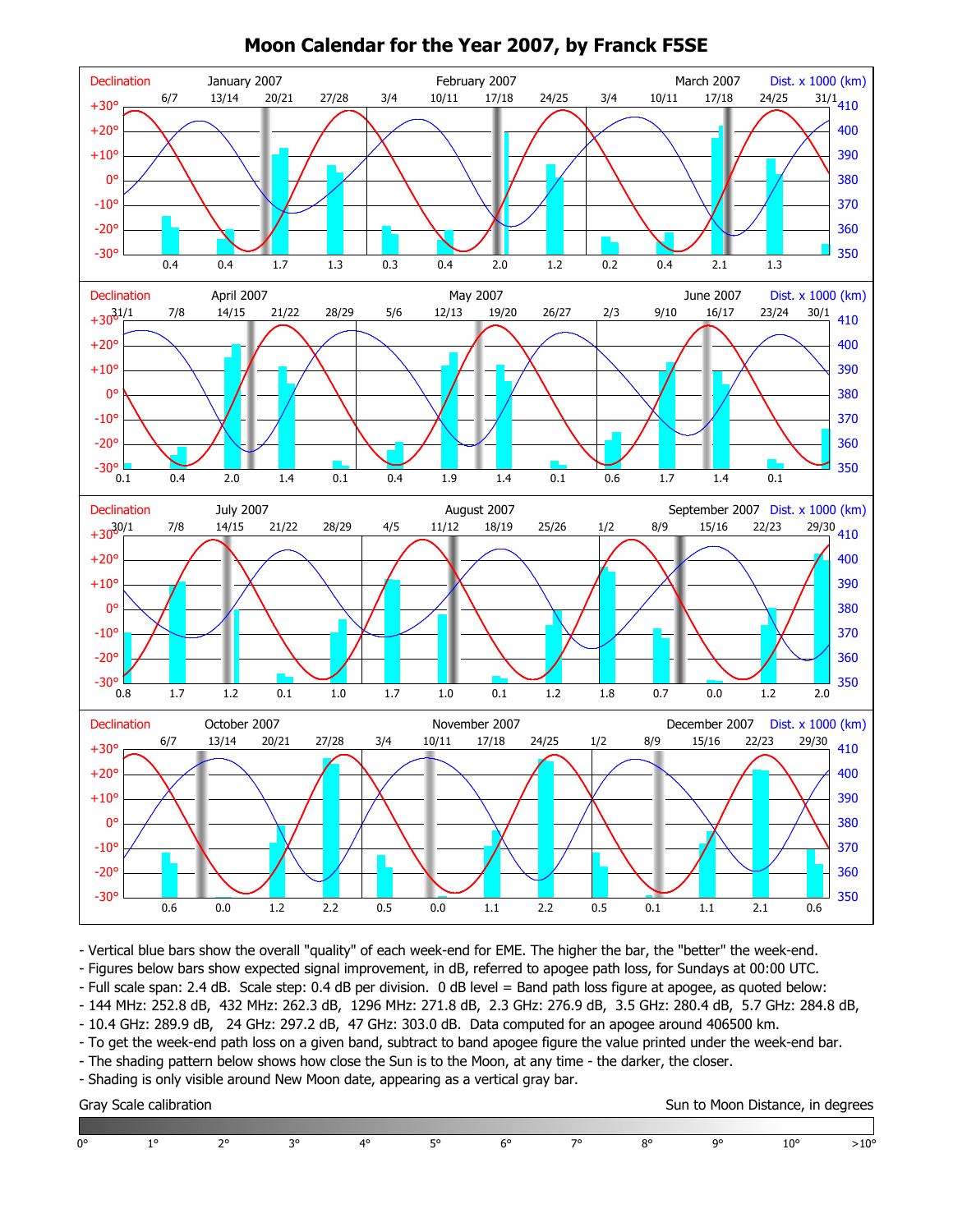# Moon Calendar for the Year 2007, by Franck F5SE

January 2007 — February 2007 — March 2007

Declination / Dist. x 1000 (km)

| Week-end | 6/7 | 13/14 | 20/21 | 27/28 | 3/4 | 10/11 | 17/18 | 24/25 | 3/4 | 10/11 | 17/18 | 24/25 | 31/1 |
|---|---|---|---|---|---|---|---|---|---|---|---|---|---|
| dB | 0.4 | 0.4 | 1.7 | 1.3 | 0.3 | 0.4 | 2.0 | 1.2 | 0.2 | 0.4 | 2.1 | 1.3 | |

April 2007 — May 2007 — June 2007

| Week-end | 31/1 | 7/8 | 14/15 | 21/22 | 28/29 | 5/6 | 12/13 | 19/20 | 26/27 | 2/3 | 9/10 | 16/17 | 23/24 | 30/1 |
|---|---|---|---|---|---|---|---|---|---|---|---|---|---|---|
| dB | 0.1 | 0.4 | 2.0 | 1.4 | 0.1 | 0.4 | 1.9 | 1.4 | 0.1 | 0.6 | 1.7 | 1.4 | 0.1 | |

July 2007 — August 2007 — September 2007

| Week-end | 30/1 | 7/8 | 14/15 | 21/22 | 28/29 | 4/5 | 11/12 | 18/19 | 25/26 | 1/2 | 8/9 | 15/16 | 22/23 | 29/30 |
|---|---|---|---|---|---|---|---|---|---|---|---|---|---|---|
| dB | 0.8 | 1.7 | 1.2 | 0.1 | 1.0 | 1.7 | 1.0 | 0.1 | 1.2 | 1.8 | 0.7 | 0.0 | 1.2 | 2.0 |

October 2007 — November 2007 — December 2007

| Week-end | 6/7 | 13/14 | 20/21 | 27/28 | 3/4 | 10/11 | 17/18 | 24/25 | 1/2 | 8/9 | 15/16 | 22/23 | 29/30 |
|---|---|---|---|---|---|---|---|---|---|---|---|---|---|
| dB | 0.6 | 0.0 | 1.2 | 2.2 | 0.5 | 0.0 | 1.1 | 2.2 | 0.5 | 0.1 | 1.1 | 2.1 | 0.6 |

- Vertical blue bars show the overall "quality" of each week-end for EME. The higher the bar, the "better" the week-end.
- Figures below bars show expected signal improvement, in dB, referred to apogee path loss, for Sundays at 00:00 UTC.
- Full scale span: 2.4 dB. Scale step: 0.4 dB per division. 0 dB level = Band path loss figure at apogee, as quoted below:
- 144 MHz: 252.8 dB, 432 MHz: 262.3 dB, 1296 MHz: 271.8 dB, 2.3 GHz: 276.9 dB, 3.5 GHz: 280.4 dB, 5.7 GHz: 284.8 dB,
- 10.4 GHz: 289.9 dB, 24 GHz: 297.2 dB, 47 GHz: 303.0 dB. Data computed for an apogee around 406500 km.
- To get the week-end path loss on a given band, subtract to band apogee figure the value printed under the week-end bar.
- The shading pattern below shows how close the Sun is to the Moon, at any time - the darker, the closer.
- Shading is only visible around New Moon date, appearing as a vertical gray bar.

Gray Scale calibration — Sun to Moon Distance, in degrees

0° 1° 2° 3° 4° 5° 6° 7° 8° 9° 10° >10°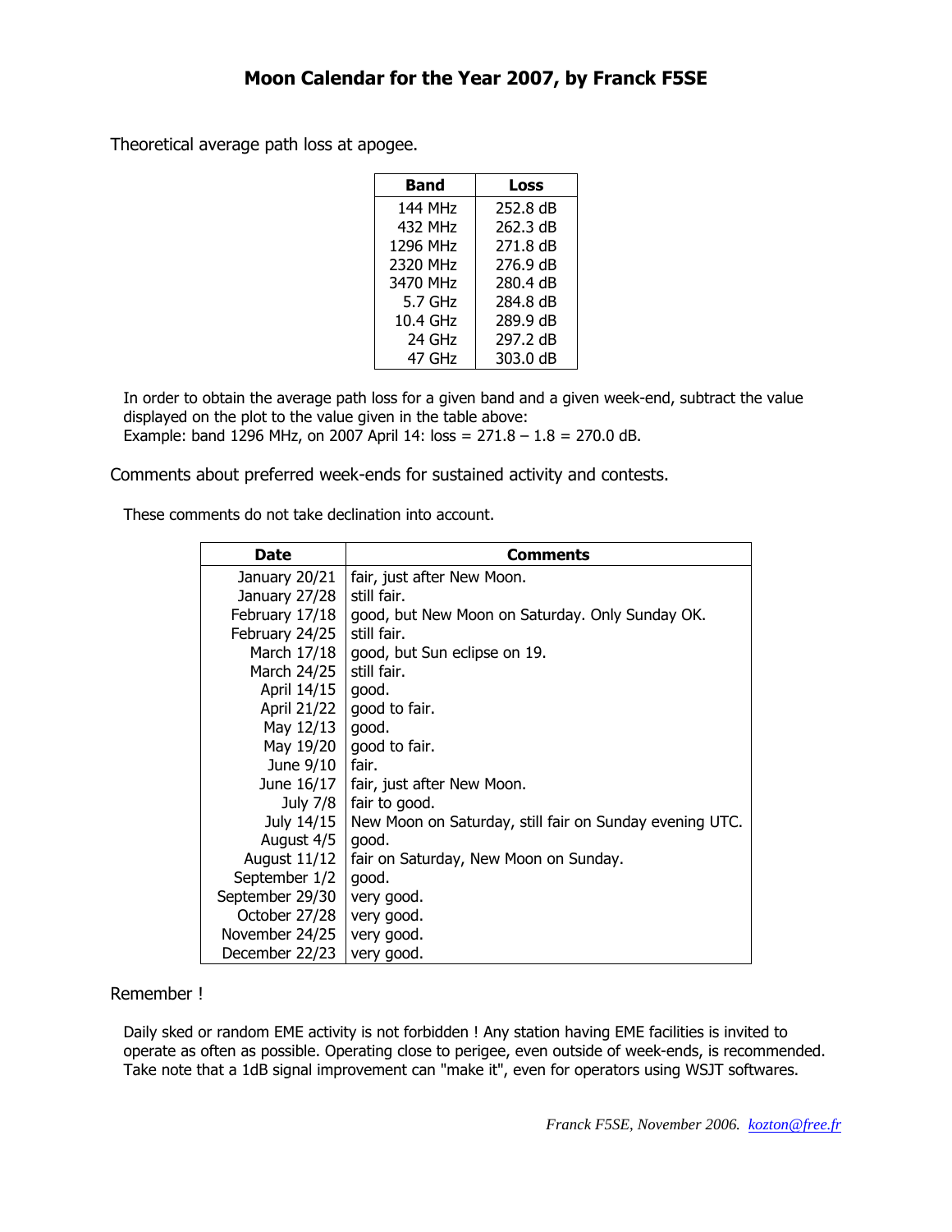# Moon Calendar for the Year 2007, by Franck F5SE

Theoretical average path loss at apogee.

| Band | Loss |
|---|---|
| 144 MHz | 252.8 dB |
| 432 MHz | 262.3 dB |
| 1296 MHz | 271.8 dB |
| 2320 MHz | 276.9 dB |
| 3470 MHz | 280.4 dB |
| 5.7 GHz | 284.8 dB |
| 10.4 GHz | 289.9 dB |
| 24 GHz | 297.2 dB |
| 47 GHz | 303.0 dB |

In order to obtain the average path loss for a given band and a given week-end, subtract the value displayed on the plot to the value given in the table above:
Example: band 1296 MHz, on 2007 April 14: loss = 271.8 – 1.8 = 270.0 dB.

Comments about preferred week-ends for sustained activity and contests.

These comments do not take declination into account.

| Date | Comments |
|---|---|
| January 20/21 | fair, just after New Moon. |
| January 27/28 | still fair. |
| February 17/18 | good, but New Moon on Saturday. Only Sunday OK. |
| February 24/25 | still fair. |
| March 17/18 | good, but Sun eclipse on 19. |
| March 24/25 | still fair. |
| April 14/15 | good. |
| April 21/22 | good to fair. |
| May 12/13 | good. |
| May 19/20 | good to fair. |
| June 9/10 | fair. |
| June 16/17 | fair, just after New Moon. |
| July 7/8 | fair to good. |
| July 14/15 | New Moon on Saturday, still fair on Sunday evening UTC. |
| August 4/5 | good. |
| August 11/12 | fair on Saturday, New Moon on Sunday. |
| September 1/2 | good. |
| September 29/30 | very good. |
| October 27/28 | very good. |
| November 24/25 | very good. |
| December 22/23 | very good. |

Remember !

Daily sked or random EME activity is not forbidden ! Any station having EME facilities is invited to operate as often as possible. Operating close to perigee, even outside of week-ends, is recommended. Take note that a 1dB signal improvement can "make it", even for operators using WSJT softwares.

*Franck F5SE, November 2006.* kozton@free.fr